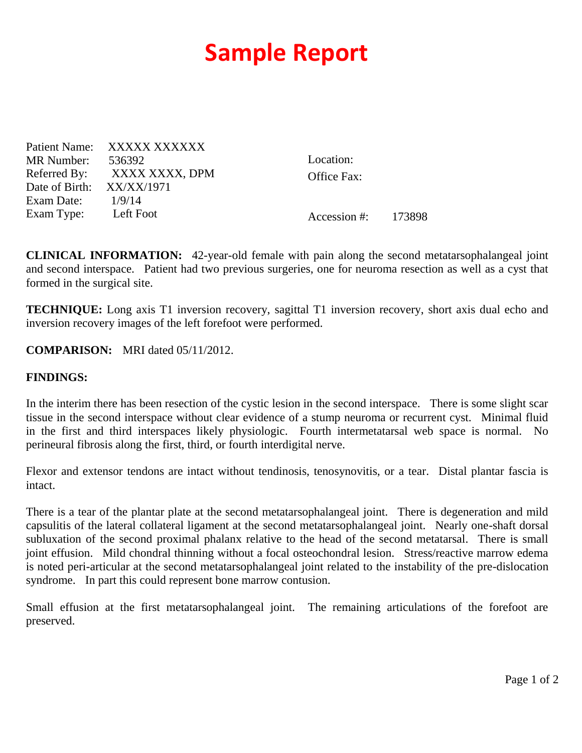# Sample Report

| | | | |
|---|---|---|---|
| Patient Name: | XXXXX XXXXXX | Location: | |
| MR Number: | 536392 | Office Fax: | |
| Referred By: | XXXX XXXX, DPM | | |
| Date of Birth: | XX/XX/1971 | | |
| Exam Date: | 1/9/14 | | |
| Exam Type: | Left Foot | Accession #: | 173898 |

**CLINICAL INFORMATION:** 42-year-old female with pain along the second metatarsophalangeal joint and second interspace. Patient had two previous surgeries, one for neuroma resection as well as a cyst that formed in the surgical site.

**TECHNIQUE:** Long axis T1 inversion recovery, sagittal T1 inversion recovery, short axis dual echo and inversion recovery images of the left forefoot were performed.

**COMPARISON:** MRI dated 05/11/2012.

**FINDINGS:**

In the interim there has been resection of the cystic lesion in the second interspace. There is some slight scar tissue in the second interspace without clear evidence of a stump neuroma or recurrent cyst. Minimal fluid in the first and third interspaces likely physiologic. Fourth intermetatarsal web space is normal. No perineural fibrosis along the first, third, or fourth interdigital nerve.

Flexor and extensor tendons are intact without tendinosis, tenosynovitis, or a tear. Distal plantar fascia is intact.

There is a tear of the plantar plate at the second metatarsophalangeal joint. There is degeneration and mild capsulitis of the lateral collateral ligament at the second metatarsophalangeal joint. Nearly one-shaft dorsal subluxation of the second proximal phalanx relative to the head of the second metatarsal. There is small joint effusion. Mild chondral thinning without a focal osteochondral lesion. Stress/reactive marrow edema is noted peri-articular at the second metatarsophalangeal joint related to the instability of the pre-dislocation syndrome. In part this could represent bone marrow contusion.

Small effusion at the first metatarsophalangeal joint. The remaining articulations of the forefoot are preserved.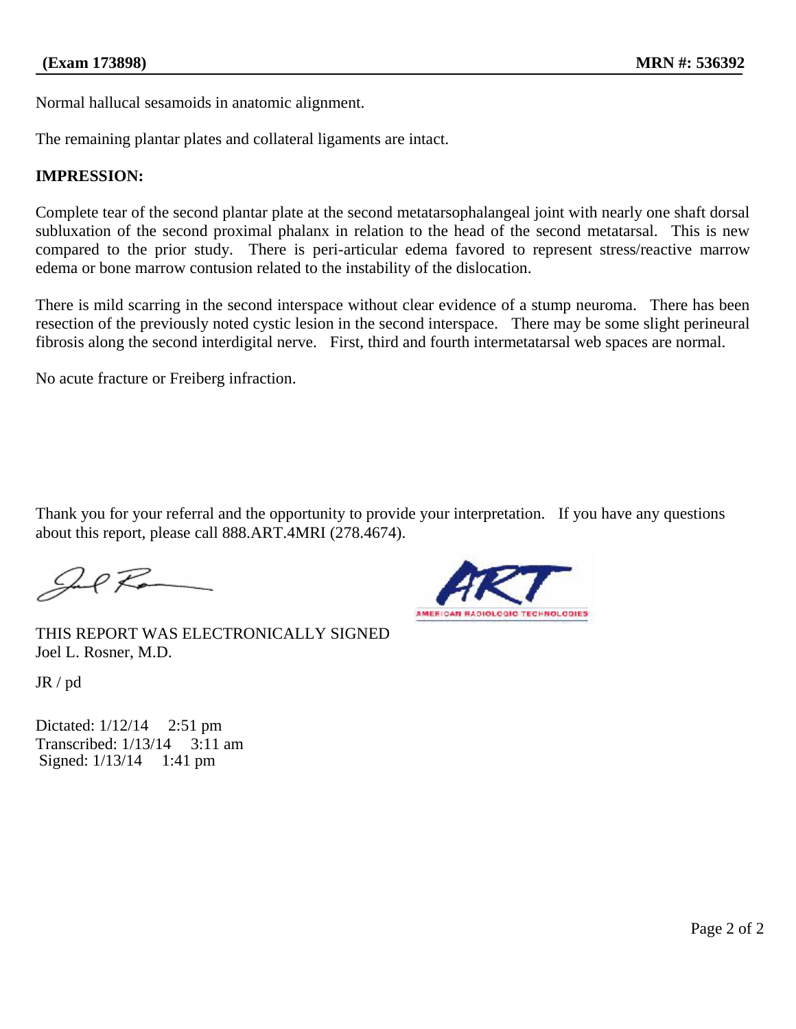Normal hallucal sesamoids in anatomic alignment.

The remaining plantar plates and collateral ligaments are intact.

**IMPRESSION:**

Complete tear of the second plantar plate at the second metatarsophalangeal joint with nearly one shaft dorsal subluxation of the second proximal phalanx in relation to the head of the second metatarsal. This is new compared to the prior study. There is peri-articular edema favored to represent stress/reactive marrow edema or bone marrow contusion related to the instability of the dislocation.

There is mild scarring in the second interspace without clear evidence of a stump neuroma. There has been resection of the previously noted cystic lesion in the second interspace. There may be some slight perineural fibrosis along the second interdigital nerve. First, third and fourth intermetatarsal web spaces are normal.

No acute fracture or Freiberg infraction.

Thank you for your referral and the opportunity to provide your interpretation. If you have any questions about this report, please call 888.ART.4MRI (278.4674).

ART
AMERICAN RADIOLOGIC TECHNOLOGIES

THIS REPORT WAS ELECTRONICALLY SIGNED
Joel L. Rosner, M.D.

JR / pd

Dictated: 1/12/14 2:51 pm
Transcribed: 1/13/14 3:11 am
Signed: 1/13/14 1:41 pm